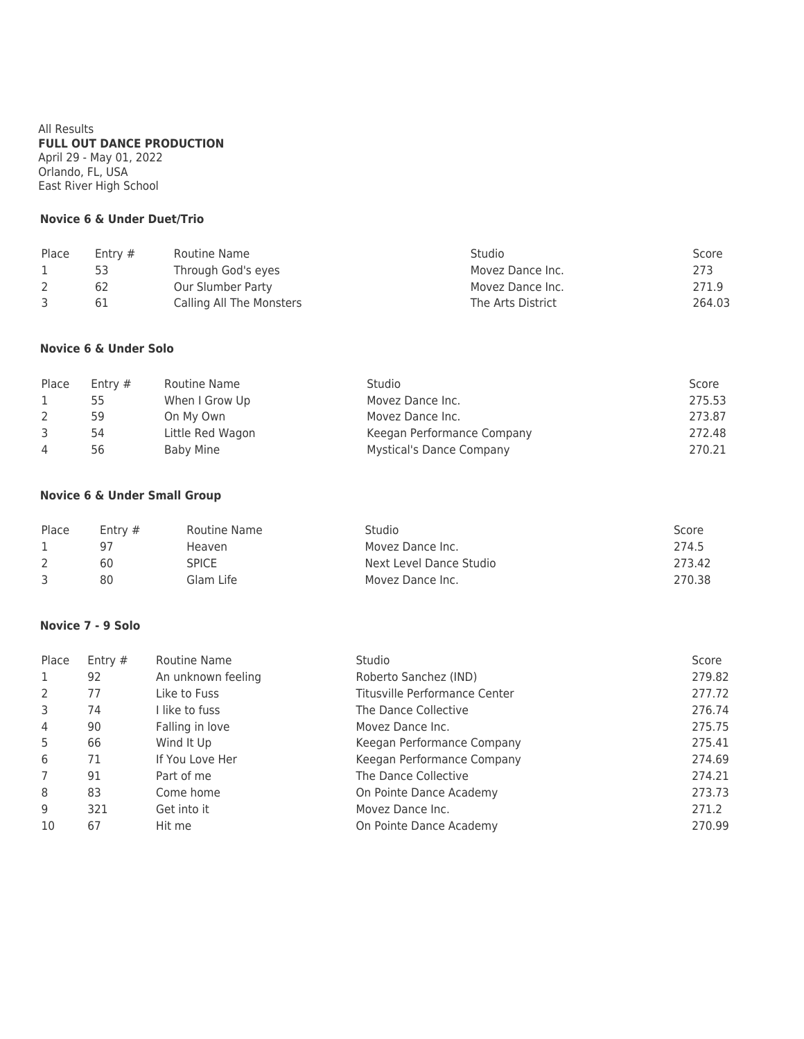All Results

**FULL OUT DANCE PRODUCTION**

April 29 - May 01, 2022

Orlando, FL, USA

East River High School

### Novice 6 & Under Duet/Trio

| Place | Entry # | Routine Name | Studio | Score |
| --- | --- | --- | --- | --- |
| 1 | 53 | Through God's eyes | Movez Dance Inc. | 273 |
| 2 | 62 | Our Slumber Party | Movez Dance Inc. | 271.9 |
| 3 | 61 | Calling All The Monsters | The Arts District | 264.03 |

### Novice 6 & Under Solo

| Place | Entry # | Routine Name | Studio | Score |
| --- | --- | --- | --- | --- |
| 1 | 55 | When I Grow Up | Movez Dance Inc. | 275.53 |
| 2 | 59 | On My Own | Movez Dance Inc. | 273.87 |
| 3 | 54 | Little Red Wagon | Keegan Performance Company | 272.48 |
| 4 | 56 | Baby Mine | Mystical's Dance Company | 270.21 |

### Novice 6 & Under Small Group

| Place | Entry # | Routine Name | Studio | Score |
| --- | --- | --- | --- | --- |
| 1 | 97 | Heaven | Movez Dance Inc. | 274.5 |
| 2 | 60 | SPICE | Next Level Dance Studio | 273.42 |
| 3 | 80 | Glam Life | Movez Dance Inc. | 270.38 |

### Novice 7 - 9 Solo

| Place | Entry # | Routine Name | Studio | Score |
| --- | --- | --- | --- | --- |
| 1 | 92 | An unknown feeling | Roberto Sanchez (IND) | 279.82 |
| 2 | 77 | Like to Fuss | Titusville Performance Center | 277.72 |
| 3 | 74 | I like to fuss | The Dance Collective | 276.74 |
| 4 | 90 | Falling in love | Movez Dance Inc. | 275.75 |
| 5 | 66 | Wind It Up | Keegan Performance Company | 275.41 |
| 6 | 71 | If You Love Her | Keegan Performance Company | 274.69 |
| 7 | 91 | Part of me | The Dance Collective | 274.21 |
| 8 | 83 | Come home | On Pointe Dance Academy | 273.73 |
| 9 | 321 | Get into it | Movez Dance Inc. | 271.2 |
| 10 | 67 | Hit me | On Pointe Dance Academy | 270.99 |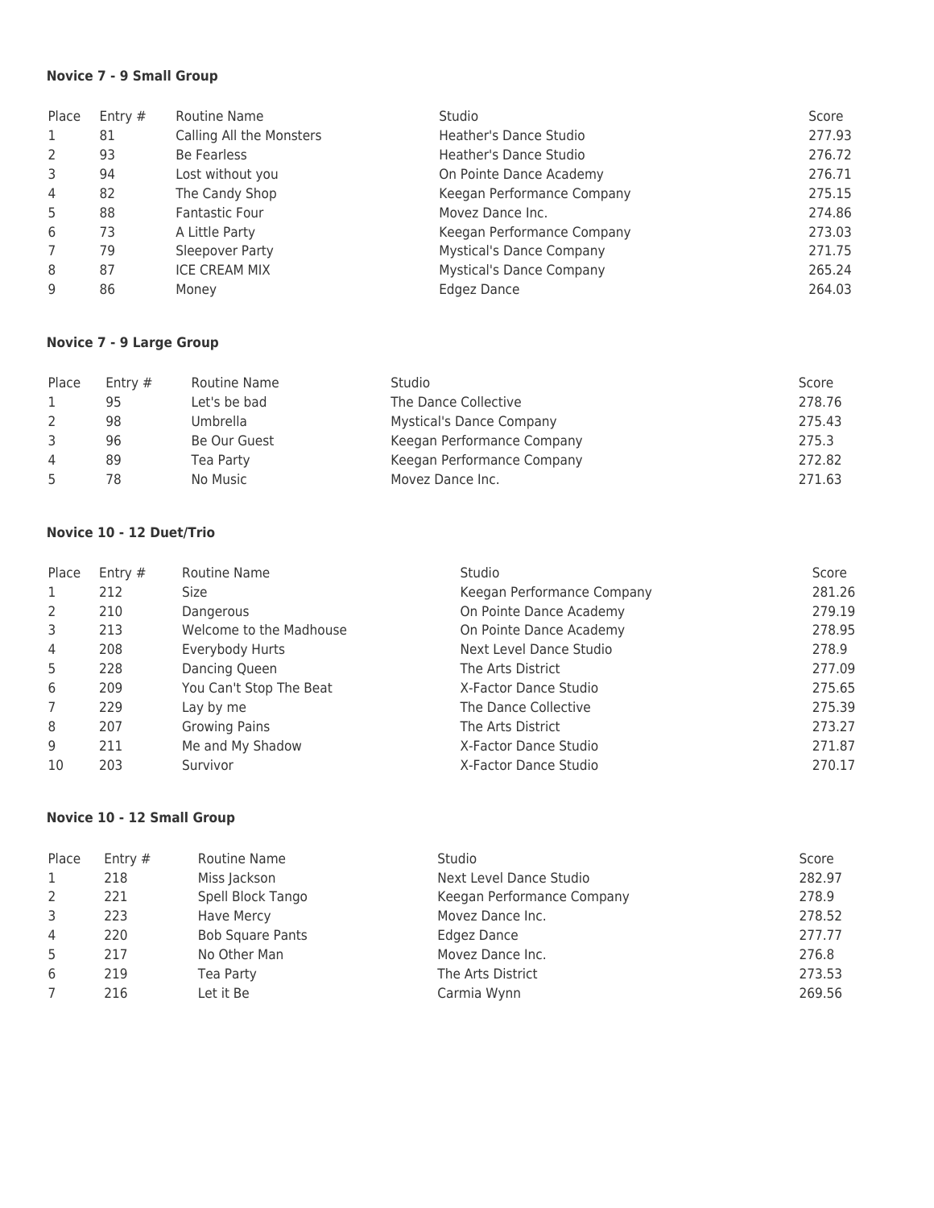**Novice 7 - 9 Small Group**

| Place | Entry # | Routine Name | Studio | Score |
| --- | --- | --- | --- | --- |
| 1 | 81 | Calling All the Monsters | Heather's Dance Studio | 277.93 |
| 2 | 93 | Be Fearless | Heather's Dance Studio | 276.72 |
| 3 | 94 | Lost without you | On Pointe Dance Academy | 276.71 |
| 4 | 82 | The Candy Shop | Keegan Performance Company | 275.15 |
| 5 | 88 | Fantastic Four | Movez Dance Inc. | 274.86 |
| 6 | 73 | A Little Party | Keegan Performance Company | 273.03 |
| 7 | 79 | Sleepover Party | Mystical's Dance Company | 271.75 |
| 8 | 87 | ICE CREAM MIX | Mystical's Dance Company | 265.24 |
| 9 | 86 | Money | Edgez Dance | 264.03 |

**Novice 7 - 9 Large Group**

| Place | Entry # | Routine Name | Studio | Score |
| --- | --- | --- | --- | --- |
| 1 | 95 | Let's be bad | The Dance Collective | 278.76 |
| 2 | 98 | Umbrella | Mystical's Dance Company | 275.43 |
| 3 | 96 | Be Our Guest | Keegan Performance Company | 275.3 |
| 4 | 89 | Tea Party | Keegan Performance Company | 272.82 |
| 5 | 78 | No Music | Movez Dance Inc. | 271.63 |

**Novice 10 - 12 Duet/Trio**

| Place | Entry # | Routine Name | Studio | Score |
| --- | --- | --- | --- | --- |
| 1 | 212 | Size | Keegan Performance Company | 281.26 |
| 2 | 210 | Dangerous | On Pointe Dance Academy | 279.19 |
| 3 | 213 | Welcome to the Madhouse | On Pointe Dance Academy | 278.95 |
| 4 | 208 | Everybody Hurts | Next Level Dance Studio | 278.9 |
| 5 | 228 | Dancing Queen | The Arts District | 277.09 |
| 6 | 209 | You Can't Stop The Beat | X-Factor Dance Studio | 275.65 |
| 7 | 229 | Lay by me | The Dance Collective | 275.39 |
| 8 | 207 | Growing Pains | The Arts District | 273.27 |
| 9 | 211 | Me and My Shadow | X-Factor Dance Studio | 271.87 |
| 10 | 203 | Survivor | X-Factor Dance Studio | 270.17 |

**Novice 10 - 12 Small Group**

| Place | Entry # | Routine Name | Studio | Score |
| --- | --- | --- | --- | --- |
| 1 | 218 | Miss Jackson | Next Level Dance Studio | 282.97 |
| 2 | 221 | Spell Block Tango | Keegan Performance Company | 278.9 |
| 3 | 223 | Have Mercy | Movez Dance Inc. | 278.52 |
| 4 | 220 | Bob Square Pants | Edgez Dance | 277.77 |
| 5 | 217 | No Other Man | Movez Dance Inc. | 276.8 |
| 6 | 219 | Tea Party | The Arts District | 273.53 |
| 7 | 216 | Let it Be | Carmia Wynn | 269.56 |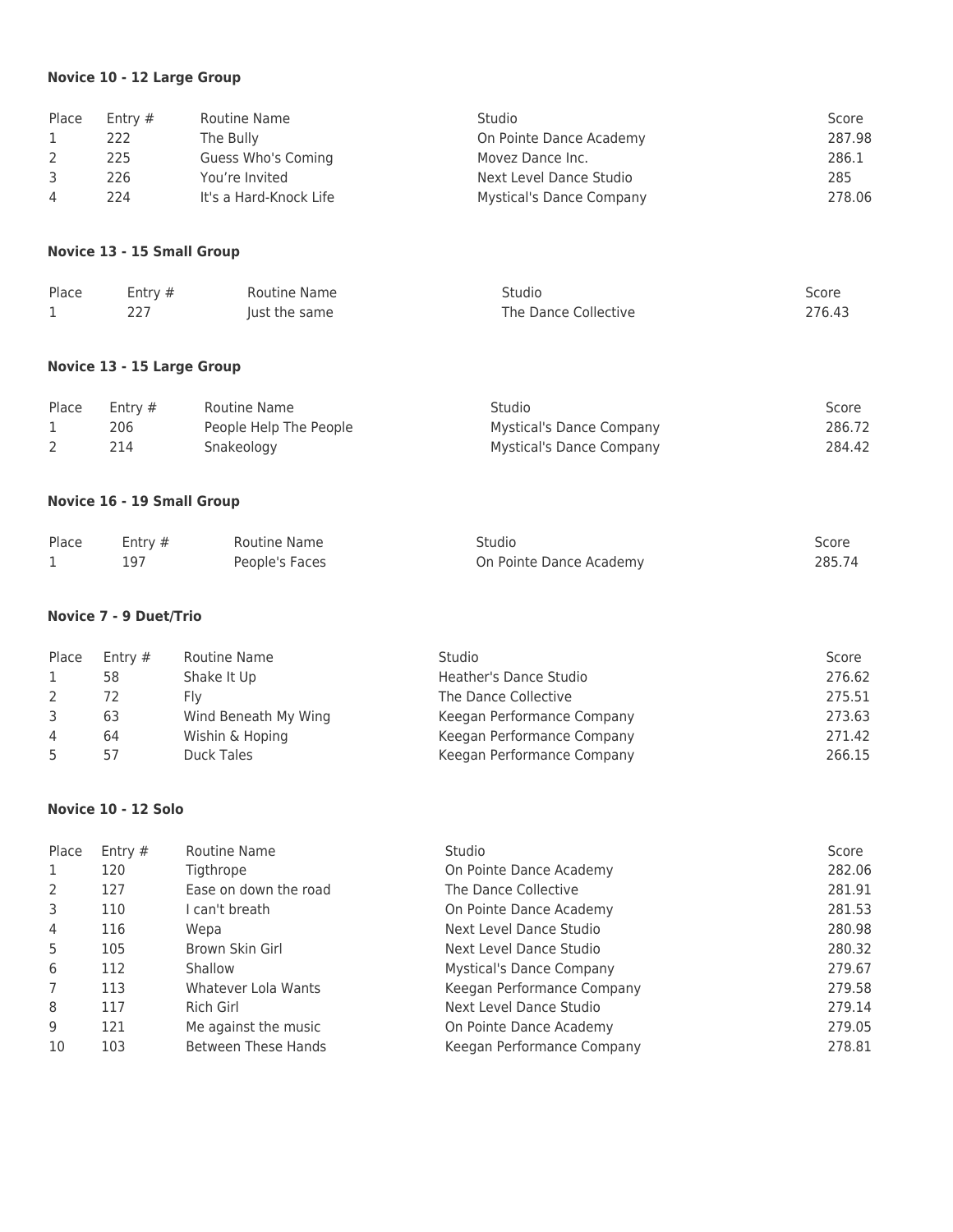**Novice 10 - 12 Large Group**

| Place | Entry # | Routine Name | Studio | Score |
|---|---|---|---|---|
| 1 | 222 | The Bully | On Pointe Dance Academy | 287.98 |
| 2 | 225 | Guess Who's Coming | Movez Dance Inc. | 286.1 |
| 3 | 226 | You're Invited | Next Level Dance Studio | 285 |
| 4 | 224 | It's a Hard-Knock Life | Mystical's Dance Company | 278.06 |

**Novice 13 - 15 Small Group**

| Place | Entry # | Routine Name | Studio | Score |
|---|---|---|---|---|
| 1 | 227 | Just the same | The Dance Collective | 276.43 |

**Novice 13 - 15 Large Group**

| Place | Entry # | Routine Name | Studio | Score |
|---|---|---|---|---|
| 1 | 206 | People Help The People | Mystical's Dance Company | 286.72 |
| 2 | 214 | Snakeology | Mystical's Dance Company | 284.42 |

**Novice 16 - 19 Small Group**

| Place | Entry # | Routine Name | Studio | Score |
|---|---|---|---|---|
| 1 | 197 | People's Faces | On Pointe Dance Academy | 285.74 |

**Novice 7 - 9 Duet/Trio**

| Place | Entry # | Routine Name | Studio | Score |
|---|---|---|---|---|
| 1 | 58 | Shake It Up | Heather's Dance Studio | 276.62 |
| 2 | 72 | Fly | The Dance Collective | 275.51 |
| 3 | 63 | Wind Beneath My Wing | Keegan Performance Company | 273.63 |
| 4 | 64 | Wishin & Hoping | Keegan Performance Company | 271.42 |
| 5 | 57 | Duck Tales | Keegan Performance Company | 266.15 |

**Novice 10 - 12 Solo**

| Place | Entry # | Routine Name | Studio | Score |
|---|---|---|---|---|
| 1 | 120 | Tigthrope | On Pointe Dance Academy | 282.06 |
| 2 | 127 | Ease on down the road | The Dance Collective | 281.91 |
| 3 | 110 | I can't breath | On Pointe Dance Academy | 281.53 |
| 4 | 116 | Wepa | Next Level Dance Studio | 280.98 |
| 5 | 105 | Brown Skin Girl | Next Level Dance Studio | 280.32 |
| 6 | 112 | Shallow | Mystical's Dance Company | 279.67 |
| 7 | 113 | Whatever Lola Wants | Keegan Performance Company | 279.58 |
| 8 | 117 | Rich Girl | Next Level Dance Studio | 279.14 |
| 9 | 121 | Me against the music | On Pointe Dance Academy | 279.05 |
| 10 | 103 | Between These Hands | Keegan Performance Company | 278.81 |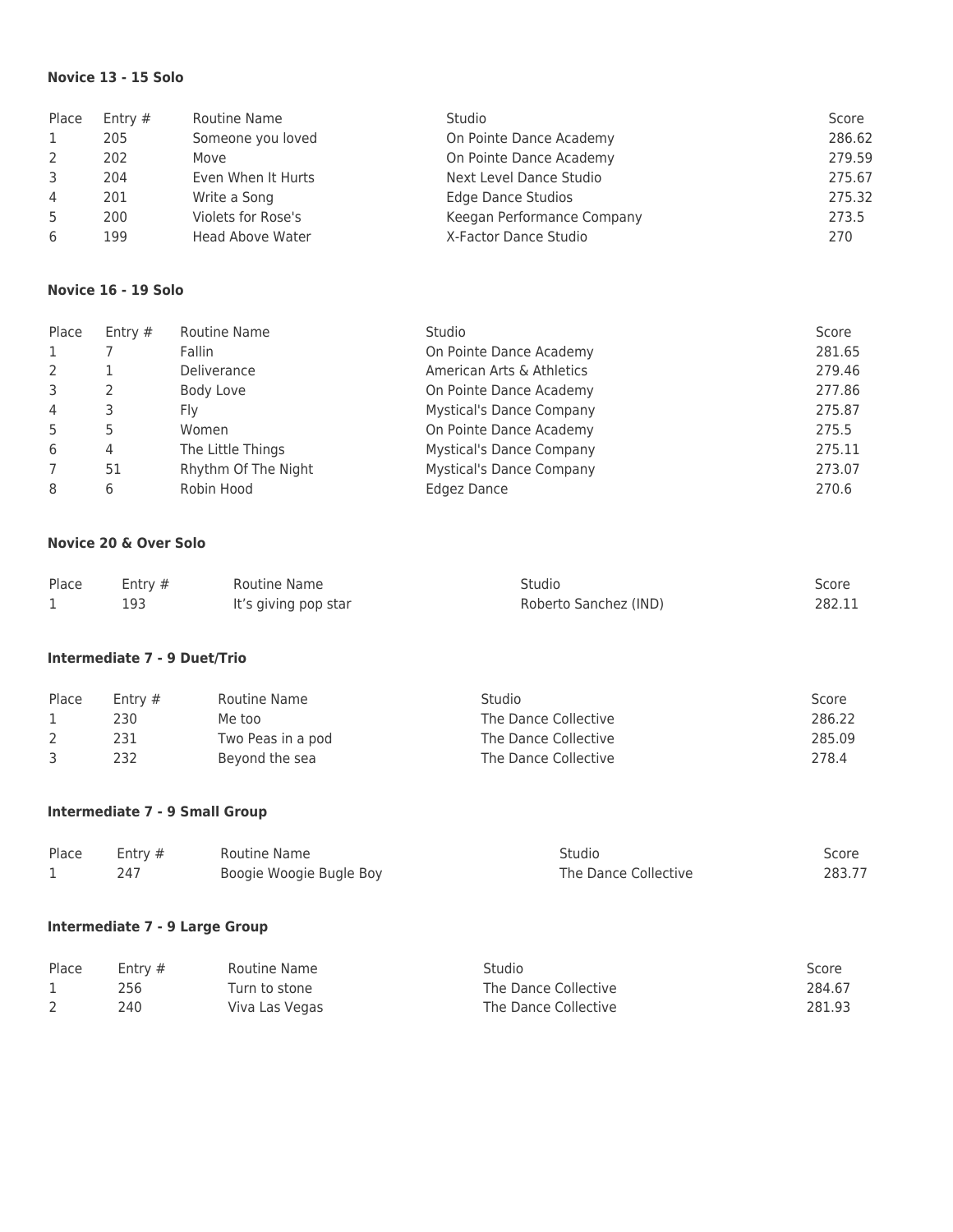**Novice 13 - 15 Solo**

| Place | Entry # | Routine Name | Studio | Score |
|---|---|---|---|---|
| 1 | 205 | Someone you loved | On Pointe Dance Academy | 286.62 |
| 2 | 202 | Move | On Pointe Dance Academy | 279.59 |
| 3 | 204 | Even When It Hurts | Next Level Dance Studio | 275.67 |
| 4 | 201 | Write a Song | Edge Dance Studios | 275.32 |
| 5 | 200 | Violets for Rose's | Keegan Performance Company | 273.5 |
| 6 | 199 | Head Above Water | X-Factor Dance Studio | 270 |

**Novice 16 - 19 Solo**

| Place | Entry # | Routine Name | Studio | Score |
|---|---|---|---|---|
| 1 | 7 | Fallin | On Pointe Dance Academy | 281.65 |
| 2 | 1 | Deliverance | American Arts & Athletics | 279.46 |
| 3 | 2 | Body Love | On Pointe Dance Academy | 277.86 |
| 4 | 3 | Fly | Mystical's Dance Company | 275.87 |
| 5 | 5 | Women | On Pointe Dance Academy | 275.5 |
| 6 | 4 | The Little Things | Mystical's Dance Company | 275.11 |
| 7 | 51 | Rhythm Of The Night | Mystical's Dance Company | 273.07 |
| 8 | 6 | Robin Hood | Edgez Dance | 270.6 |

**Novice 20 & Over Solo**

| Place | Entry # | Routine Name | Studio | Score |
|---|---|---|---|---|
| 1 | 193 | It's giving pop star | Roberto Sanchez (IND) | 282.11 |

**Intermediate 7 - 9 Duet/Trio**

| Place | Entry # | Routine Name | Studio | Score |
|---|---|---|---|---|
| 1 | 230 | Me too | The Dance Collective | 286.22 |
| 2 | 231 | Two Peas in a pod | The Dance Collective | 285.09 |
| 3 | 232 | Beyond the sea | The Dance Collective | 278.4 |

**Intermediate 7 - 9 Small Group**

| Place | Entry # | Routine Name | Studio | Score |
|---|---|---|---|---|
| 1 | 247 | Boogie Woogie Bugle Boy | The Dance Collective | 283.77 |

**Intermediate 7 - 9 Large Group**

| Place | Entry # | Routine Name | Studio | Score |
|---|---|---|---|---|
| 1 | 256 | Turn to stone | The Dance Collective | 284.67 |
| 2 | 240 | Viva Las Vegas | The Dance Collective | 281.93 |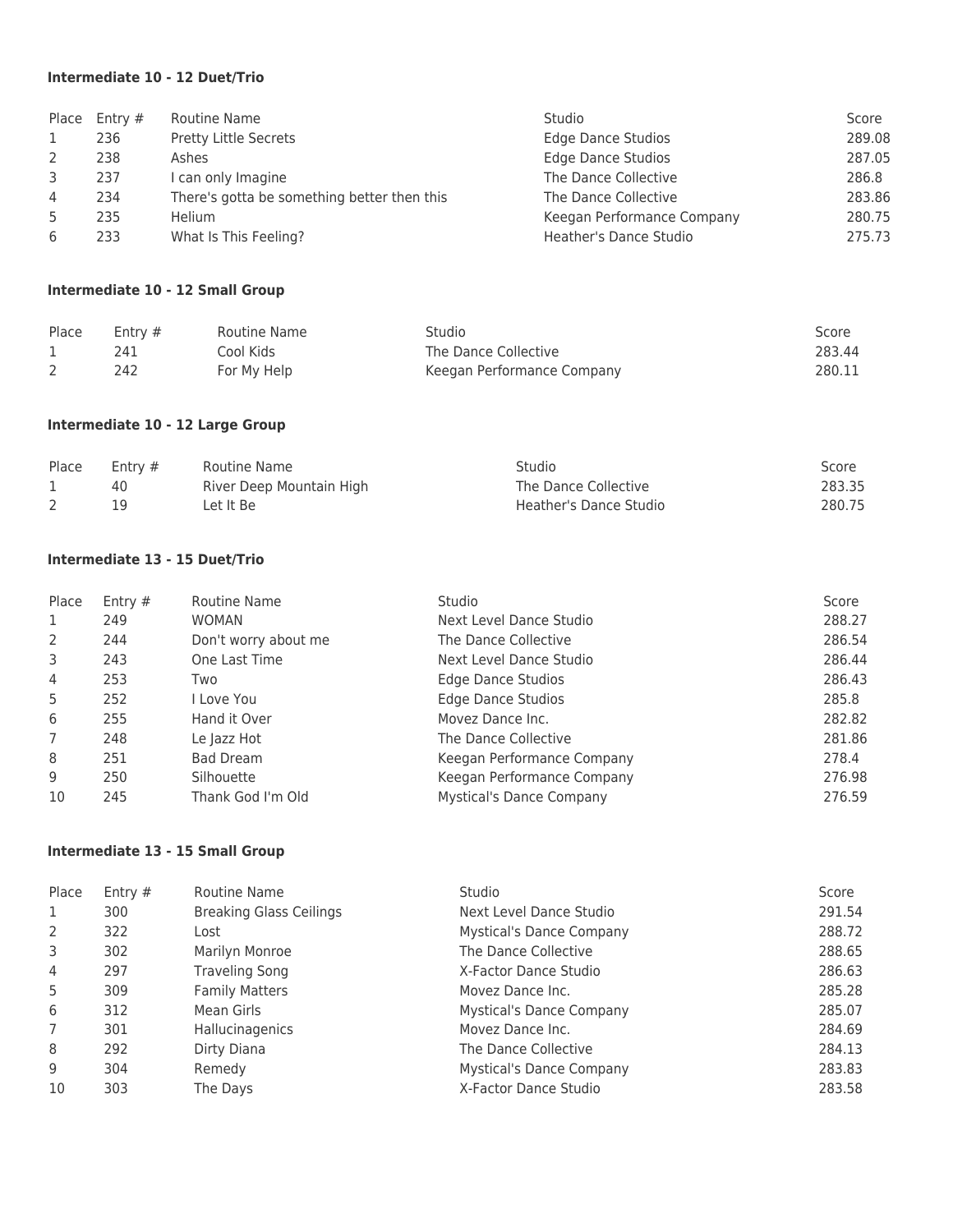**Intermediate 10 - 12 Duet/Trio**

| Place | Entry # | Routine Name | Studio | Score |
|---|---|---|---|---|
| 1 | 236 | Pretty Little Secrets | Edge Dance Studios | 289.08 |
| 2 | 238 | Ashes | Edge Dance Studios | 287.05 |
| 3 | 237 | I can only Imagine | The Dance Collective | 286.8 |
| 4 | 234 | There's gotta be something better then this | The Dance Collective | 283.86 |
| 5 | 235 | Helium | Keegan Performance Company | 280.75 |
| 6 | 233 | What Is This Feeling? | Heather's Dance Studio | 275.73 |

**Intermediate 10 - 12 Small Group**

| Place | Entry # | Routine Name | Studio | Score |
|---|---|---|---|---|
| 1 | 241 | Cool Kids | The Dance Collective | 283.44 |
| 2 | 242 | For My Help | Keegan Performance Company | 280.11 |

**Intermediate 10 - 12 Large Group**

| Place | Entry # | Routine Name | Studio | Score |
|---|---|---|---|---|
| 1 | 40 | River Deep Mountain High | The Dance Collective | 283.35 |
| 2 | 19 | Let It Be | Heather's Dance Studio | 280.75 |

**Intermediate 13 - 15 Duet/Trio**

| Place | Entry # | Routine Name | Studio | Score |
|---|---|---|---|---|
| 1 | 249 | WOMAN | Next Level Dance Studio | 288.27 |
| 2 | 244 | Don't worry about me | The Dance Collective | 286.54 |
| 3 | 243 | One Last Time | Next Level Dance Studio | 286.44 |
| 4 | 253 | Two | Edge Dance Studios | 286.43 |
| 5 | 252 | I Love You | Edge Dance Studios | 285.8 |
| 6 | 255 | Hand it Over | Movez Dance Inc. | 282.82 |
| 7 | 248 | Le Jazz Hot | The Dance Collective | 281.86 |
| 8 | 251 | Bad Dream | Keegan Performance Company | 278.4 |
| 9 | 250 | Silhouette | Keegan Performance Company | 276.98 |
| 10 | 245 | Thank God I'm Old | Mystical's Dance Company | 276.59 |

**Intermediate 13 - 15 Small Group**

| Place | Entry # | Routine Name | Studio | Score |
|---|---|---|---|---|
| 1 | 300 | Breaking Glass Ceilings | Next Level Dance Studio | 291.54 |
| 2 | 322 | Lost | Mystical's Dance Company | 288.72 |
| 3 | 302 | Marilyn Monroe | The Dance Collective | 288.65 |
| 4 | 297 | Traveling Song | X-Factor Dance Studio | 286.63 |
| 5 | 309 | Family Matters | Movez Dance Inc. | 285.28 |
| 6 | 312 | Mean Girls | Mystical's Dance Company | 285.07 |
| 7 | 301 | Hallucinagenics | Movez Dance Inc. | 284.69 |
| 8 | 292 | Dirty Diana | The Dance Collective | 284.13 |
| 9 | 304 | Remedy | Mystical's Dance Company | 283.83 |
| 10 | 303 | The Days | X-Factor Dance Studio | 283.58 |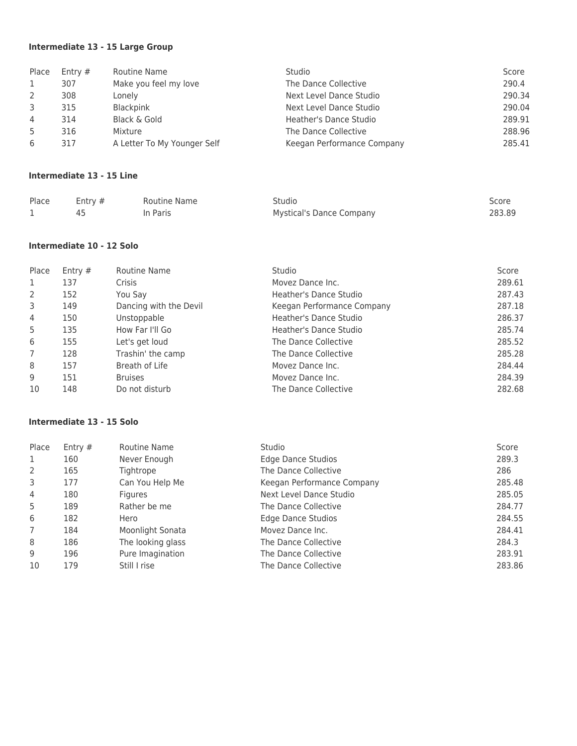**Intermediate 13 - 15 Large Group**

| Place | Entry # | Routine Name | Studio | Score |
|---|---|---|---|---|
| 1 | 307 | Make you feel my love | The Dance Collective | 290.4 |
| 2 | 308 | Lonely | Next Level Dance Studio | 290.34 |
| 3 | 315 | Blackpink | Next Level Dance Studio | 290.04 |
| 4 | 314 | Black & Gold | Heather's Dance Studio | 289.91 |
| 5 | 316 | Mixture | The Dance Collective | 288.96 |
| 6 | 317 | A Letter To My Younger Self | Keegan Performance Company | 285.41 |

**Intermediate 13 - 15 Line**

| Place | Entry # | Routine Name | Studio | Score |
|---|---|---|---|---|
| 1 | 45 | In Paris | Mystical's Dance Company | 283.89 |

**Intermediate 10 - 12 Solo**

| Place | Entry # | Routine Name | Studio | Score |
|---|---|---|---|---|
| 1 | 137 | Crisis | Movez Dance Inc. | 289.61 |
| 2 | 152 | You Say | Heather's Dance Studio | 287.43 |
| 3 | 149 | Dancing with the Devil | Keegan Performance Company | 287.18 |
| 4 | 150 | Unstoppable | Heather's Dance Studio | 286.37 |
| 5 | 135 | How Far I'll Go | Heather's Dance Studio | 285.74 |
| 6 | 155 | Let's get loud | The Dance Collective | 285.52 |
| 7 | 128 | Trashin' the camp | The Dance Collective | 285.28 |
| 8 | 157 | Breath of Life | Movez Dance Inc. | 284.44 |
| 9 | 151 | Bruises | Movez Dance Inc. | 284.39 |
| 10 | 148 | Do not disturb | The Dance Collective | 282.68 |

**Intermediate 13 - 15 Solo**

| Place | Entry # | Routine Name | Studio | Score |
|---|---|---|---|---|
| 1 | 160 | Never Enough | Edge Dance Studios | 289.3 |
| 2 | 165 | Tightrope | The Dance Collective | 286 |
| 3 | 177 | Can You Help Me | Keegan Performance Company | 285.48 |
| 4 | 180 | Figures | Next Level Dance Studio | 285.05 |
| 5 | 189 | Rather be me | The Dance Collective | 284.77 |
| 6 | 182 | Hero | Edge Dance Studios | 284.55 |
| 7 | 184 | Moonlight Sonata | Movez Dance Inc. | 284.41 |
| 8 | 186 | The looking glass | The Dance Collective | 284.3 |
| 9 | 196 | Pure Imagination | The Dance Collective | 283.91 |
| 10 | 179 | Still I rise | The Dance Collective | 283.86 |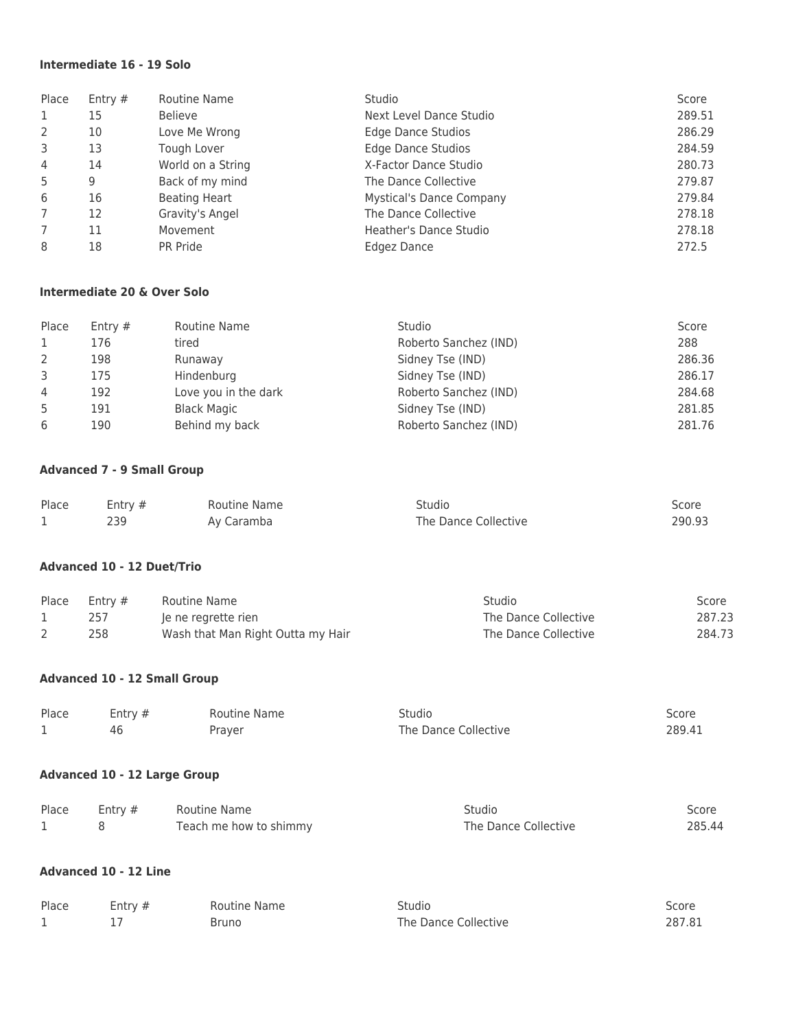**Intermediate 16 - 19 Solo**

| Place | Entry # | Routine Name | Studio | Score |
|---|---|---|---|---|
| 1 | 15 | Believe | Next Level Dance Studio | 289.51 |
| 2 | 10 | Love Me Wrong | Edge Dance Studios | 286.29 |
| 3 | 13 | Tough Lover | Edge Dance Studios | 284.59 |
| 4 | 14 | World on a String | X-Factor Dance Studio | 280.73 |
| 5 | 9 | Back of my mind | The Dance Collective | 279.87 |
| 6 | 16 | Beating Heart | Mystical's Dance Company | 279.84 |
| 7 | 12 | Gravity's Angel | The Dance Collective | 278.18 |
| 7 | 11 | Movement | Heather's Dance Studio | 278.18 |
| 8 | 18 | PR Pride | Edgez Dance | 272.5 |

**Intermediate 20 & Over Solo**

| Place | Entry # | Routine Name | Studio | Score |
|---|---|---|---|---|
| 1 | 176 | tired | Roberto Sanchez (IND) | 288 |
| 2 | 198 | Runaway | Sidney Tse (IND) | 286.36 |
| 3 | 175 | Hindenburg | Sidney Tse (IND) | 286.17 |
| 4 | 192 | Love you in the dark | Roberto Sanchez (IND) | 284.68 |
| 5 | 191 | Black Magic | Sidney Tse (IND) | 281.85 |
| 6 | 190 | Behind my back | Roberto Sanchez (IND) | 281.76 |

**Advanced 7 - 9 Small Group**

| Place | Entry # | Routine Name | Studio | Score |
|---|---|---|---|---|
| 1 | 239 | Ay Caramba | The Dance Collective | 290.93 |

**Advanced 10 - 12 Duet/Trio**

| Place | Entry # | Routine Name | Studio | Score |
|---|---|---|---|---|
| 1 | 257 | Je ne regrette rien | The Dance Collective | 287.23 |
| 2 | 258 | Wash that Man Right Outta my Hair | The Dance Collective | 284.73 |

**Advanced 10 - 12 Small Group**

| Place | Entry # | Routine Name | Studio | Score |
|---|---|---|---|---|
| 1 | 46 | Prayer | The Dance Collective | 289.41 |

**Advanced 10 - 12 Large Group**

| Place | Entry # | Routine Name | Studio | Score |
|---|---|---|---|---|
| 1 | 8 | Teach me how to shimmy | The Dance Collective | 285.44 |

**Advanced 10 - 12 Line**

| Place | Entry # | Routine Name | Studio | Score |
|---|---|---|---|---|
| 1 | 17 | Bruno | The Dance Collective | 287.81 |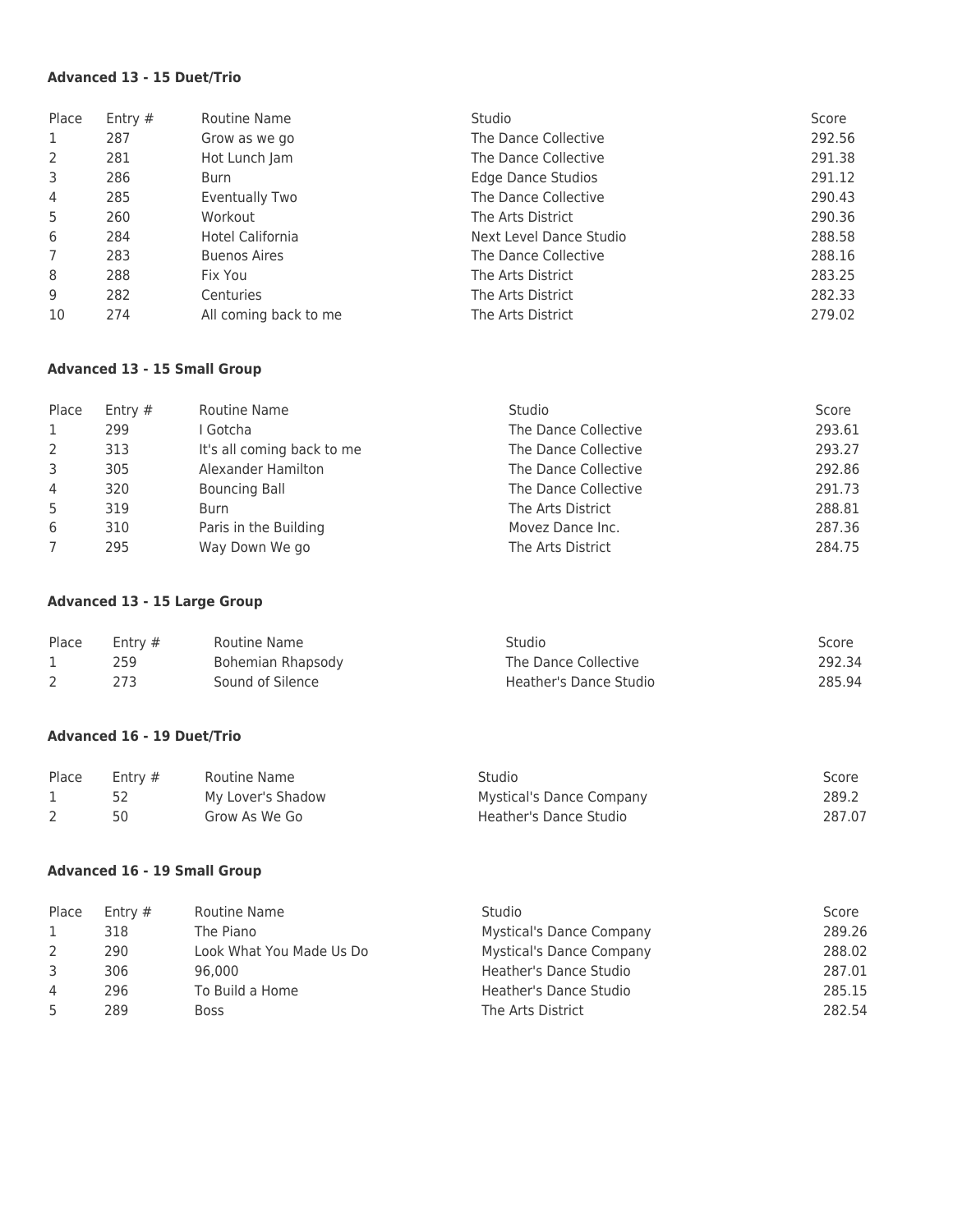**Advanced 13 - 15 Duet/Trio**

| Place | Entry # | Routine Name | Studio | Score |
|---|---|---|---|---|
| 1 | 287 | Grow as we go | The Dance Collective | 292.56 |
| 2 | 281 | Hot Lunch Jam | The Dance Collective | 291.38 |
| 3 | 286 | Burn | Edge Dance Studios | 291.12 |
| 4 | 285 | Eventually Two | The Dance Collective | 290.43 |
| 5 | 260 | Workout | The Arts District | 290.36 |
| 6 | 284 | Hotel California | Next Level Dance Studio | 288.58 |
| 7 | 283 | Buenos Aires | The Dance Collective | 288.16 |
| 8 | 288 | Fix You | The Arts District | 283.25 |
| 9 | 282 | Centuries | The Arts District | 282.33 |
| 10 | 274 | All coming back to me | The Arts District | 279.02 |

**Advanced 13 - 15 Small Group**

| Place | Entry # | Routine Name | Studio | Score |
|---|---|---|---|---|
| 1 | 299 | I Gotcha | The Dance Collective | 293.61 |
| 2 | 313 | It's all coming back to me | The Dance Collective | 293.27 |
| 3 | 305 | Alexander Hamilton | The Dance Collective | 292.86 |
| 4 | 320 | Bouncing Ball | The Dance Collective | 291.73 |
| 5 | 319 | Burn | The Arts District | 288.81 |
| 6 | 310 | Paris in the Building | Movez Dance Inc. | 287.36 |
| 7 | 295 | Way Down We go | The Arts District | 284.75 |

**Advanced 13 - 15 Large Group**

| Place | Entry # | Routine Name | Studio | Score |
|---|---|---|---|---|
| 1 | 259 | Bohemian Rhapsody | The Dance Collective | 292.34 |
| 2 | 273 | Sound of Silence | Heather's Dance Studio | 285.94 |

**Advanced 16 - 19 Duet/Trio**

| Place | Entry # | Routine Name | Studio | Score |
|---|---|---|---|---|
| 1 | 52 | My Lover's Shadow | Mystical's Dance Company | 289.2 |
| 2 | 50 | Grow As We Go | Heather's Dance Studio | 287.07 |

**Advanced 16 - 19 Small Group**

| Place | Entry # | Routine Name | Studio | Score |
|---|---|---|---|---|
| 1 | 318 | The Piano | Mystical's Dance Company | 289.26 |
| 2 | 290 | Look What You Made Us Do | Mystical's Dance Company | 288.02 |
| 3 | 306 | 96,000 | Heather's Dance Studio | 287.01 |
| 4 | 296 | To Build a Home | Heather's Dance Studio | 285.15 |
| 5 | 289 | Boss | The Arts District | 282.54 |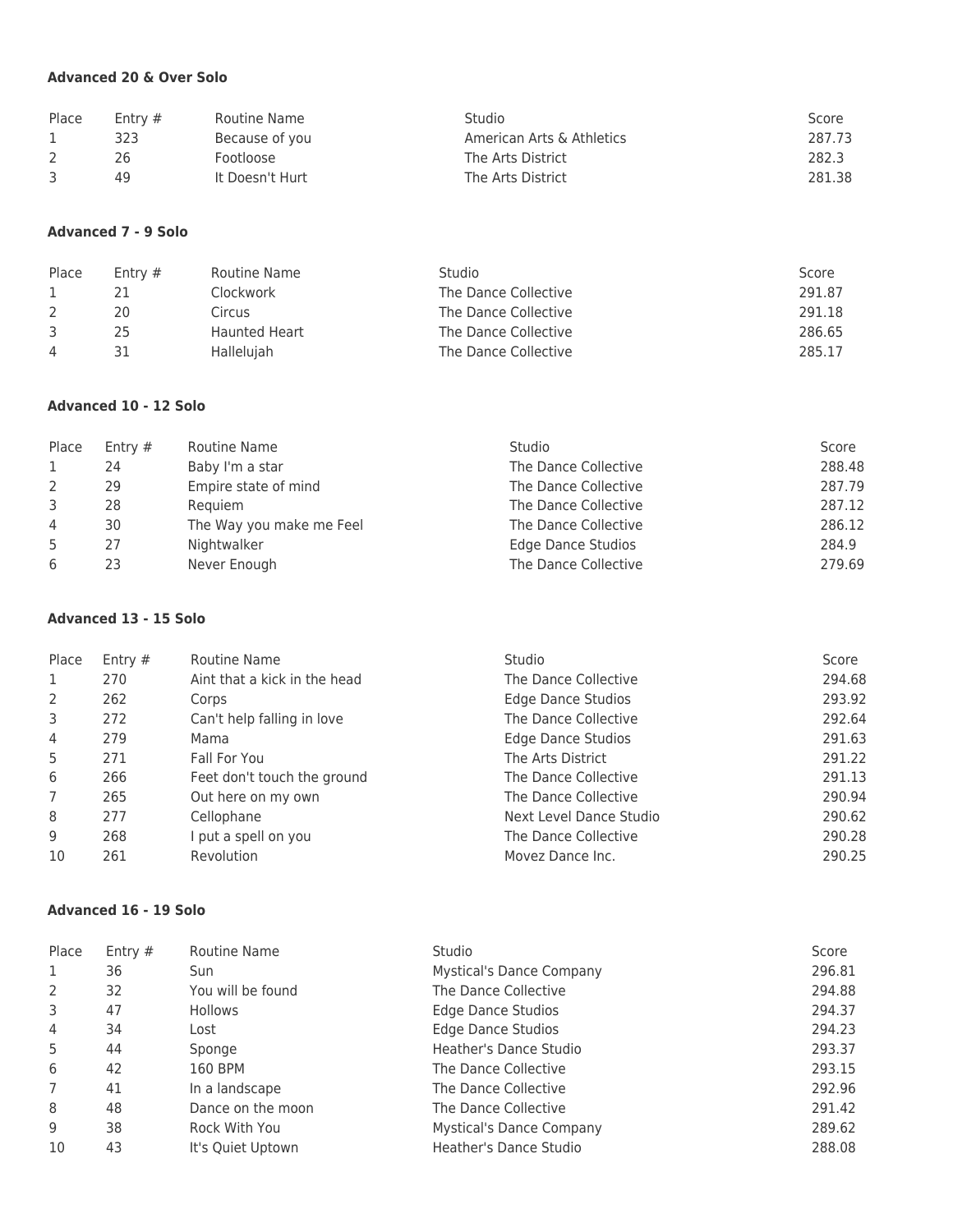**Advanced 20 & Over Solo**

| Place | Entry # | Routine Name | Studio | Score |
|---|---|---|---|---|
| 1 | 323 | Because of you | American Arts & Athletics | 287.73 |
| 2 | 26 | Footloose | The Arts District | 282.3 |
| 3 | 49 | It Doesn't Hurt | The Arts District | 281.38 |

**Advanced 7 - 9 Solo**

| Place | Entry # | Routine Name | Studio | Score |
|---|---|---|---|---|
| 1 | 21 | Clockwork | The Dance Collective | 291.87 |
| 2 | 20 | Circus | The Dance Collective | 291.18 |
| 3 | 25 | Haunted Heart | The Dance Collective | 286.65 |
| 4 | 31 | Hallelujah | The Dance Collective | 285.17 |

**Advanced 10 - 12 Solo**

| Place | Entry # | Routine Name | Studio | Score |
|---|---|---|---|---|
| 1 | 24 | Baby I'm a star | The Dance Collective | 288.48 |
| 2 | 29 | Empire state of mind | The Dance Collective | 287.79 |
| 3 | 28 | Requiem | The Dance Collective | 287.12 |
| 4 | 30 | The Way you make me Feel | The Dance Collective | 286.12 |
| 5 | 27 | Nightwalker | Edge Dance Studios | 284.9 |
| 6 | 23 | Never Enough | The Dance Collective | 279.69 |

**Advanced 13 - 15 Solo**

| Place | Entry # | Routine Name | Studio | Score |
|---|---|---|---|---|
| 1 | 270 | Aint that a kick in the head | The Dance Collective | 294.68 |
| 2 | 262 | Corps | Edge Dance Studios | 293.92 |
| 3 | 272 | Can't help falling in love | The Dance Collective | 292.64 |
| 4 | 279 | Mama | Edge Dance Studios | 291.63 |
| 5 | 271 | Fall For You | The Arts District | 291.22 |
| 6 | 266 | Feet don't touch the ground | The Dance Collective | 291.13 |
| 7 | 265 | Out here on my own | The Dance Collective | 290.94 |
| 8 | 277 | Cellophane | Next Level Dance Studio | 290.62 |
| 9 | 268 | I put a spell on you | The Dance Collective | 290.28 |
| 10 | 261 | Revolution | Movez Dance Inc. | 290.25 |

**Advanced 16 - 19 Solo**

| Place | Entry # | Routine Name | Studio | Score |
|---|---|---|---|---|
| 1 | 36 | Sun | Mystical's Dance Company | 296.81 |
| 2 | 32 | You will be found | The Dance Collective | 294.88 |
| 3 | 47 | Hollows | Edge Dance Studios | 294.37 |
| 4 | 34 | Lost | Edge Dance Studios | 294.23 |
| 5 | 44 | Sponge | Heather's Dance Studio | 293.37 |
| 6 | 42 | 160 BPM | The Dance Collective | 293.15 |
| 7 | 41 | In a landscape | The Dance Collective | 292.96 |
| 8 | 48 | Dance on the moon | The Dance Collective | 291.42 |
| 9 | 38 | Rock With You | Mystical's Dance Company | 289.62 |
| 10 | 43 | It's Quiet Uptown | Heather's Dance Studio | 288.08 |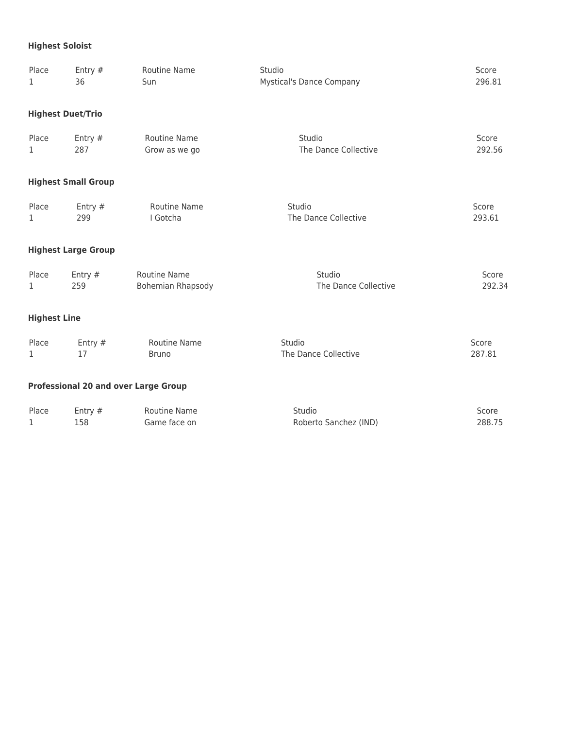**Highest Soloist**

| Place | Entry # | Routine Name | Studio | Score |
|---|---|---|---|---|
| 1 | 36 | Sun | Mystical's Dance Company | 296.81 |

**Highest Duet/Trio**

| Place | Entry # | Routine Name | Studio | Score |
|---|---|---|---|---|
| 1 | 287 | Grow as we go | The Dance Collective | 292.56 |

**Highest Small Group**

| Place | Entry # | Routine Name | Studio | Score |
|---|---|---|---|---|
| 1 | 299 | I Gotcha | The Dance Collective | 293.61 |

**Highest Large Group**

| Place | Entry # | Routine Name | Studio | Score |
|---|---|---|---|---|
| 1 | 259 | Bohemian Rhapsody | The Dance Collective | 292.34 |

**Highest Line**

| Place | Entry # | Routine Name | Studio | Score |
|---|---|---|---|---|
| 1 | 17 | Bruno | The Dance Collective | 287.81 |

**Professional 20 and over Large Group**

| Place | Entry # | Routine Name | Studio | Score |
|---|---|---|---|---|
| 1 | 158 | Game face on | Roberto Sanchez (IND) | 288.75 |